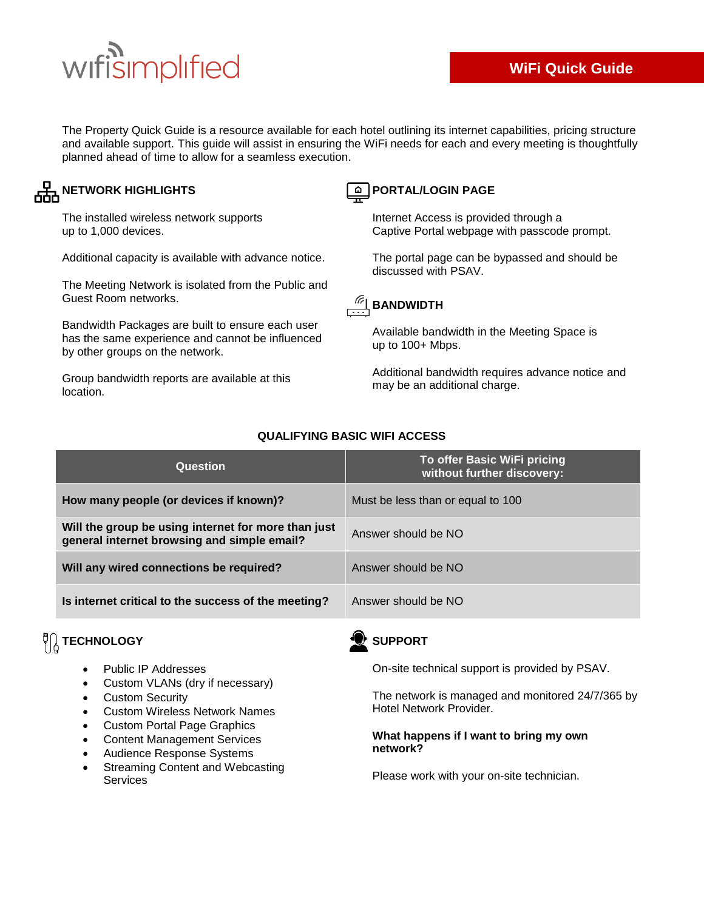wifisimplified

# WiFi Quick Guide

The Property Quick Guide is a resource available for each hotel outlining its internet capabilities, pricing structure and available support. This guide will assist in ensuring the WiFi needs for each and every meeting is thoughtfully planned ahead of time to allow for a seamless execution.

## NETWORK HIGHLIGHTS

The installed wireless network supports up to 1,000 devices.

Additional capacity is available with advance notice.

The Meeting Network is isolated from the Public and Guest Room networks.

Bandwidth Packages are built to ensure each user has the same experience and cannot be influenced by other groups on the network.

Group bandwidth reports are available at this location.

## PORTAL/LOGIN PAGE

Internet Access is provided through a Captive Portal webpage with passcode prompt.

The portal page can be bypassed and should be discussed with PSAV.

## BANDWIDTH

Available bandwidth in the Meeting Space is up to 100+ Mbps.

Additional bandwidth requires advance notice and may be an additional charge.

## QUALIFYING BASIC WIFI ACCESS

| Question | To offer Basic WiFi pricing without further discovery: |
|---|---|
| **How many people (or devices if known)?** | Must be less than or equal to 100 |
| **Will the group be using internet for more than just general internet browsing and simple email?** | Answer should be NO |
| **Will any wired connections be required?** | Answer should be NO |
| **Is internet critical to the success of the meeting?** | Answer should be NO |

## TECHNOLOGY

- Public IP Addresses
- Custom VLANs (dry if necessary)
- Custom Security
- Custom Wireless Network Names
- Custom Portal Page Graphics
- Content Management Services
- Audience Response Systems
- Streaming Content and Webcasting Services

## SUPPORT

On-site technical support is provided by PSAV.

The network is managed and monitored 24/7/365 by Hotel Network Provider.

**What happens if I want to bring my own network?**

Please work with your on-site technician.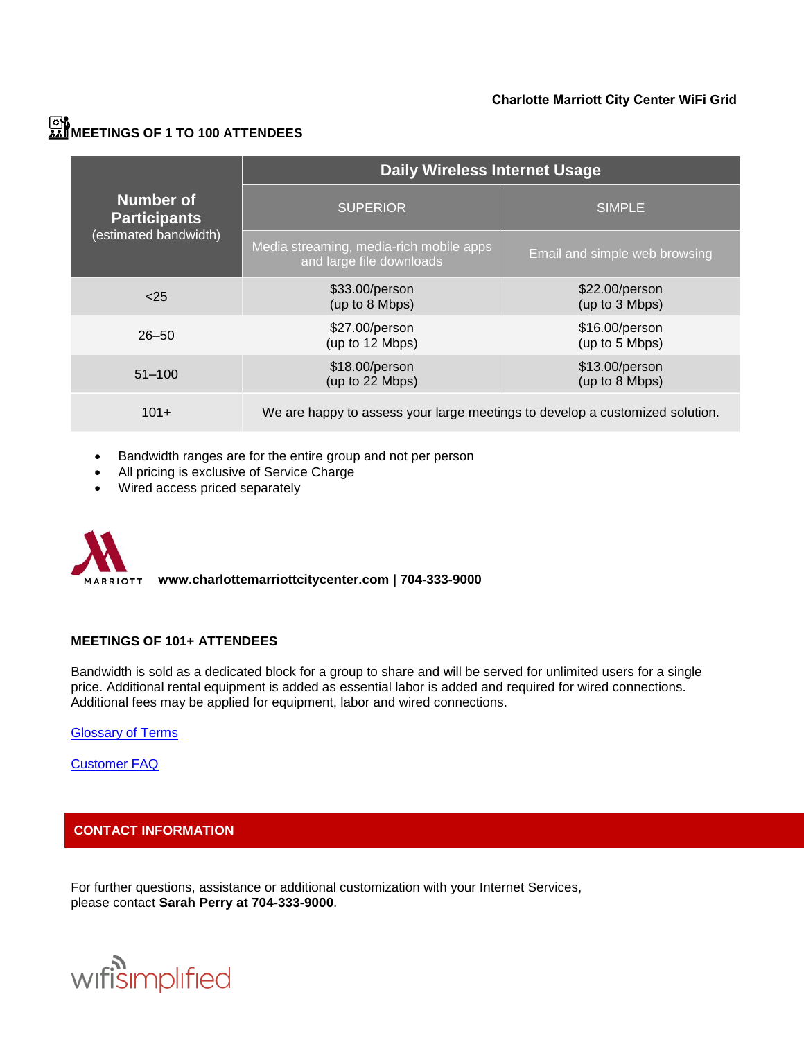**Charlotte Marriott City Center WiFi Grid**

## MEETINGS OF 1 TO 100 ATTENDEES

| Number of Participants (estimated bandwidth) | Daily Wireless Internet Usage | |
|---|---|---|
| | SUPERIOR | SIMPLE |
| | Media streaming, media-rich mobile apps and large file downloads | Email and simple web browsing |
| <25 | $33.00/person (up to 8 Mbps) | $22.00/person (up to 3 Mbps) |
| 26–50 | $27.00/person (up to 12 Mbps) | $16.00/person (up to 5 Mbps) |
| 51–100 | $18.00/person (up to 22 Mbps) | $13.00/person (up to 8 Mbps) |
| 101+ | We are happy to assess your large meetings to develop a customized solution. | |

- Bandwidth ranges are for the entire group and not per person
- All pricing is exclusive of Service Charge
- Wired access priced separately

MARRIOTT **www.charlottemarriottcitycenter.com | 704-333-9000**

## MEETINGS OF 101+ ATTENDEES

Bandwidth is sold as a dedicated block for a group to share and will be served for unlimited users for a single price. Additional rental equipment is added as essential labor is added and required for wired connections. Additional fees may be applied for equipment, labor and wired connections.

Glossary of Terms

Customer FAQ

## CONTACT INFORMATION

For further questions, assistance or additional customization with your Internet Services, please contact **Sarah Perry at 704-333-9000**.

wifisimplified